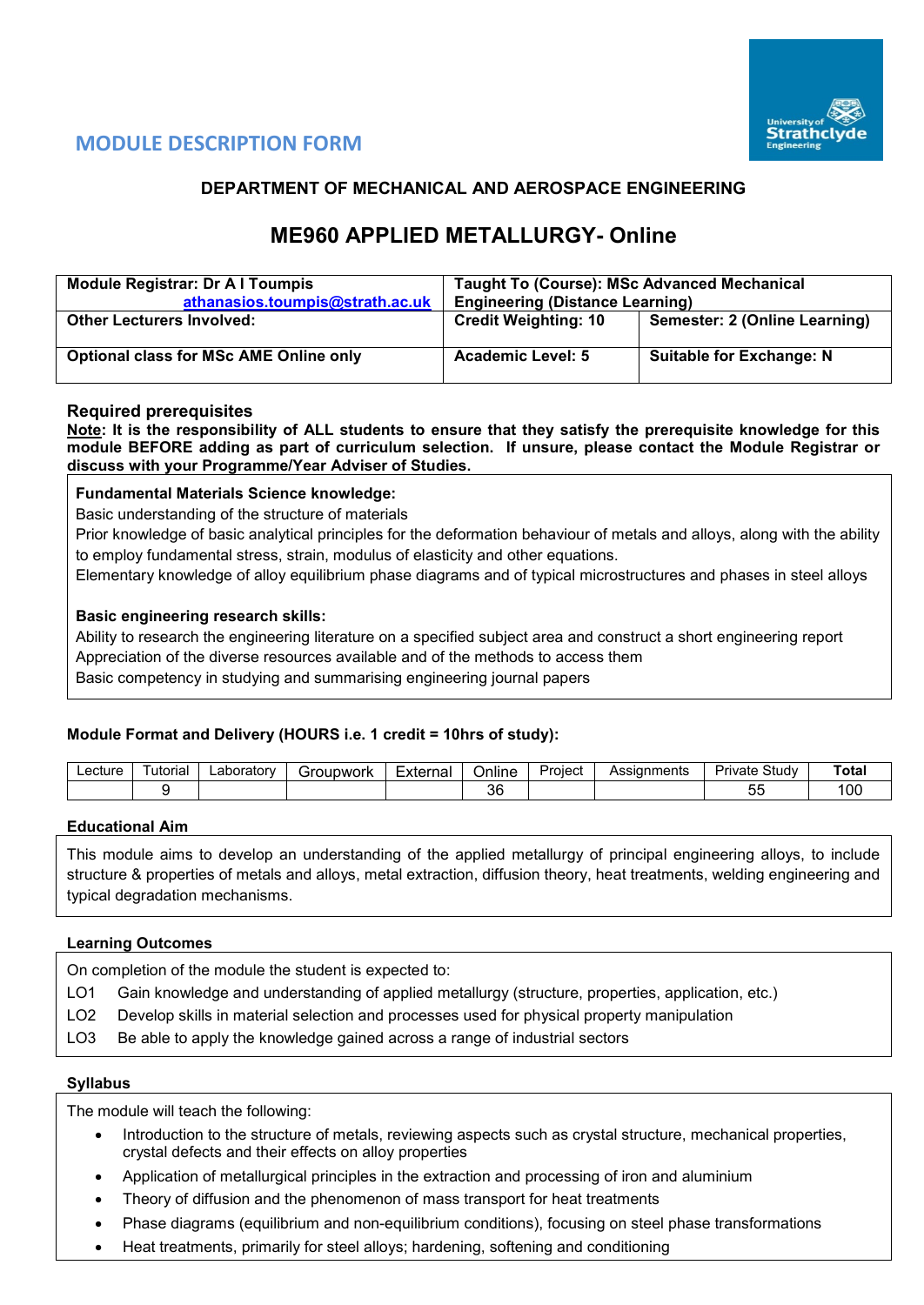## MODULE DESCRIPTION FORM

### DEPARTMENT OF MECHANICAL AND AEROSPACE ENGINEERING

# ME960 APPLIED METALLURGY- Online

| **Module Registrar: Dr A I Toumpis** [athanasios.toumpis@strath.ac.uk](mailto:athanasios.toumpis@strath.ac.uk) | **Taught To (Course): MSc Advanced Mechanical Engineering (Distance Learning)** | |
|---|---|---|
| **Other Lecturers Involved:** | **Credit Weighting: 10** | **Semester: 2 (Online Learning)** |
| **Optional class for MSc AME Online only** | **Academic Level: 5** | **Suitable for Exchange: N** |

### Required prerequisites

**<u>Note</u>: It is the responsibility of ALL students to ensure that they satisfy the prerequisite knowledge for this module BEFORE adding as part of curriculum selection. If unsure, please contact the Module Registrar or discuss with your Programme/Year Adviser of Studies.**

**Fundamental Materials Science knowledge:**

Basic understanding of the structure of materials

Prior knowledge of basic analytical principles for the deformation behaviour of metals and alloys, along with the ability to employ fundamental stress, strain, modulus of elasticity and other equations.

Elementary knowledge of alloy equilibrium phase diagrams and of typical microstructures and phases in steel alloys

**Basic engineering research skills:**

Ability to research the engineering literature on a specified subject area and construct a short engineering report

Appreciation of the diverse resources available and of the methods to access them

Basic competency in studying and summarising engineering journal papers

**Module Format and Delivery (HOURS i.e. 1 credit = 10hrs of study):**

| Lecture | Tutorial | Laboratory | Groupwork | External | Online | Project | Assignments | Private Study | **Total** |
|---|---|---|---|---|---|---|---|---|---|
| | 9 | | | | 36 | | | 55 | 100 |

**Educational Aim**

This module aims to develop an understanding of the applied metallurgy of principal engineering alloys, to include structure & properties of metals and alloys, metal extraction, diffusion theory, heat treatments, welding engineering and typical degradation mechanisms.

**Learning Outcomes**

On completion of the module the student is expected to:

LO1 Gain knowledge and understanding of applied metallurgy (structure, properties, application, etc.)

LO2 Develop skills in material selection and processes used for physical property manipulation

LO3 Be able to apply the knowledge gained across a range of industrial sectors

**Syllabus**

The module will teach the following:

- Introduction to the structure of metals, reviewing aspects such as crystal structure, mechanical properties, crystal defects and their effects on alloy properties
- Application of metallurgical principles in the extraction and processing of iron and aluminium
- Theory of diffusion and the phenomenon of mass transport for heat treatments
- Phase diagrams (equilibrium and non-equilibrium conditions), focusing on steel phase transformations
- Heat treatments, primarily for steel alloys; hardening, softening and conditioning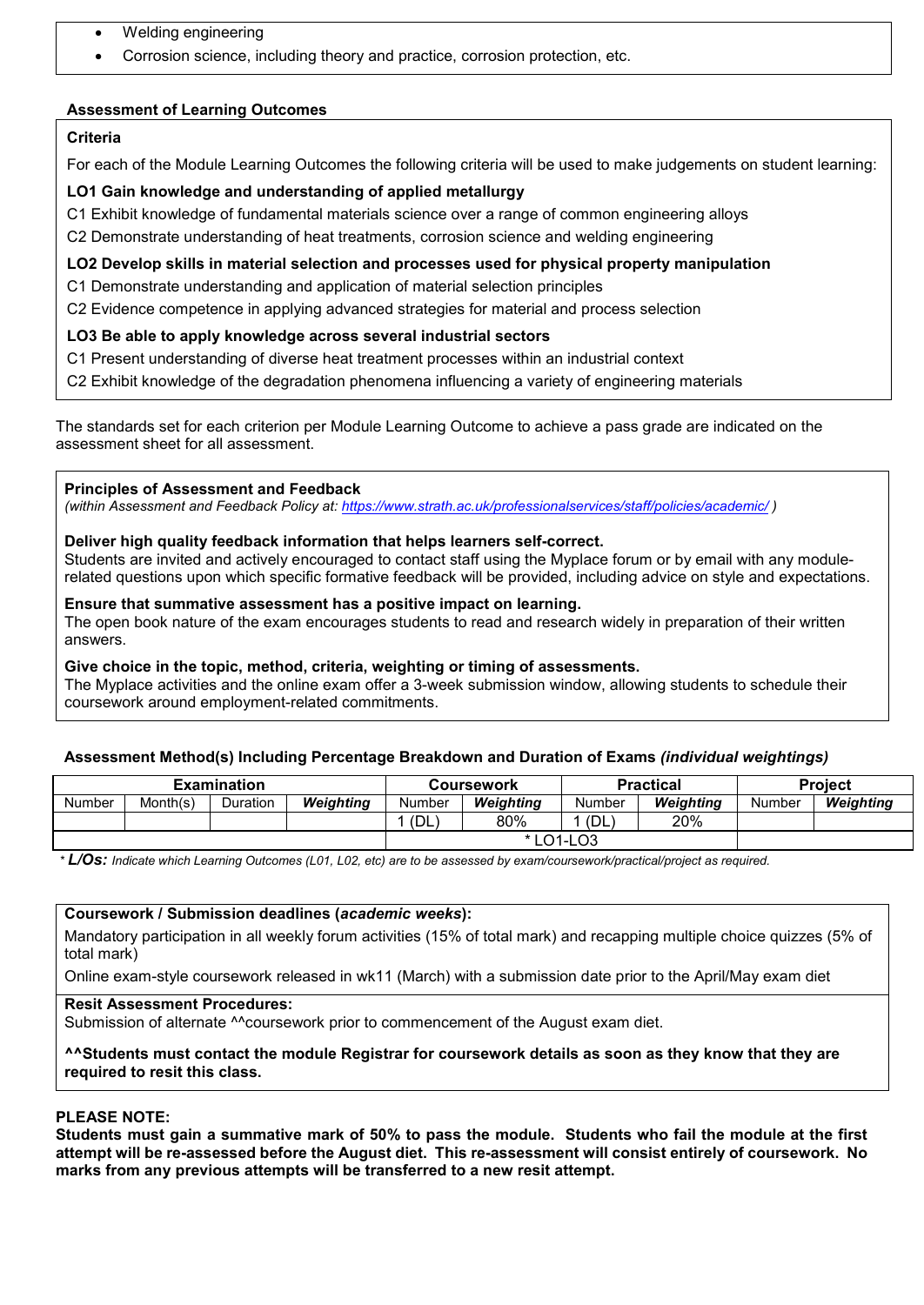- Welding engineering
- Corrosion science, including theory and practice, corrosion protection, etc.

### Assessment of Learning Outcomes

**Criteria**

For each of the Module Learning Outcomes the following criteria will be used to make judgements on student learning:

**LO1 Gain knowledge and understanding of applied metallurgy**

C1 Exhibit knowledge of fundamental materials science over a range of common engineering alloys

C2 Demonstrate understanding of heat treatments, corrosion science and welding engineering

**LO2 Develop skills in material selection and processes used for physical property manipulation**

C1 Demonstrate understanding and application of material selection principles

C2 Evidence competence in applying advanced strategies for material and process selection

**LO3 Be able to apply knowledge across several industrial sectors**

C1 Present understanding of diverse heat treatment processes within an industrial context

C2 Exhibit knowledge of the degradation phenomena influencing a variety of engineering materials

The standards set for each criterion per Module Learning Outcome to achieve a pass grade are indicated on the assessment sheet for all assessment.

**Principles of Assessment and Feedback**

*(within Assessment and Feedback Policy at: https://www.strath.ac.uk/professionalservices/staff/policies/academic/ )*

**Deliver high quality feedback information that helps learners self-correct.**

Students are invited and actively encouraged to contact staff using the Myplace forum or by email with any module-related questions upon which specific formative feedback will be provided, including advice on style and expectations.

**Ensure that summative assessment has a positive impact on learning.**

The open book nature of the exam encourages students to read and research widely in preparation of their written answers.

**Give choice in the topic, method, criteria, weighting or timing of assessments.**

The Myplace activities and the online exam offer a 3-week submission window, allowing students to schedule their coursework around employment-related commitments.

**Assessment Method(s) Including Percentage Breakdown and Duration of Exams *(individual weightings)***

| Examination | | | | Coursework | | Practical | | Project | |
|---|---|---|---|---|---|---|---|---|---|
| Number | Month(s) | Duration | ***Weighting*** | Number | ***Weighting*** | Number | ***Weighting*** | Number | ***Weighting*** |
| | | | | 1 (DL) | 80% | 1 (DL) | 20% | | |
| | | | | * LO1-LO3 | | | | | |

\* ***L/Os:*** *Indicate which Learning Outcomes (L01, L02, etc) are to be assessed by exam/coursework/practical/project as required.*

**Coursework / Submission deadlines (*academic weeks*):**

Mandatory participation in all weekly forum activities (15% of total mark) and recapping multiple choice quizzes (5% of total mark)

Online exam-style coursework released in wk11 (March) with a submission date prior to the April/May exam diet

**Resit Assessment Procedures:**

Submission of alternate ^^coursework prior to commencement of the August exam diet.

**^^Students must contact the module Registrar for coursework details as soon as they know that they are required to resit this class.**

**PLEASE NOTE:**

**Students must gain a summative mark of 50% to pass the module. Students who fail the module at the first attempt will be re-assessed before the August diet. This re-assessment will consist entirely of coursework. No marks from any previous attempts will be transferred to a new resit attempt.**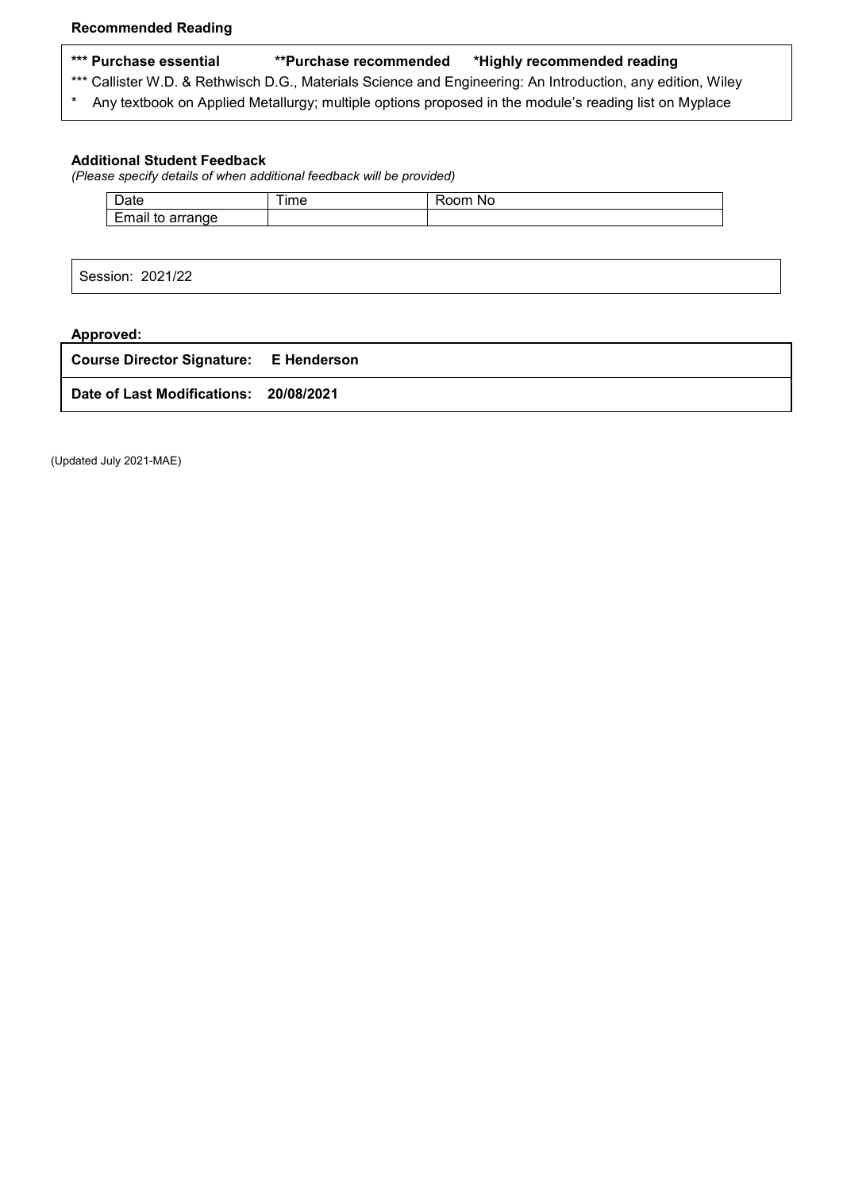**Recommended Reading**

| **\*\*\* Purchase essential** | **\*\*Purchase recommended** | **\*Highly recommended reading** |
|---|---|---|
| *** Callister W.D. & Rethwisch D.G., Materials Science and Engineering: An Introduction, any edition, Wiley | | |
| * Any textbook on Applied Metallurgy; multiple options proposed in the module's reading list on Myplace | | |

**Additional Student Feedback**
*(Please specify details of when additional feedback will be provided)*

| Date | Time | Room No |
|---|---|---|
| Email to arrange | | |

| Session: 2021/22 |
|---|

**Approved:**

| **Course Director Signature: E Henderson** |
|---|
| **Date of Last Modifications: 20/08/2021** |

(Updated July 2021-MAE)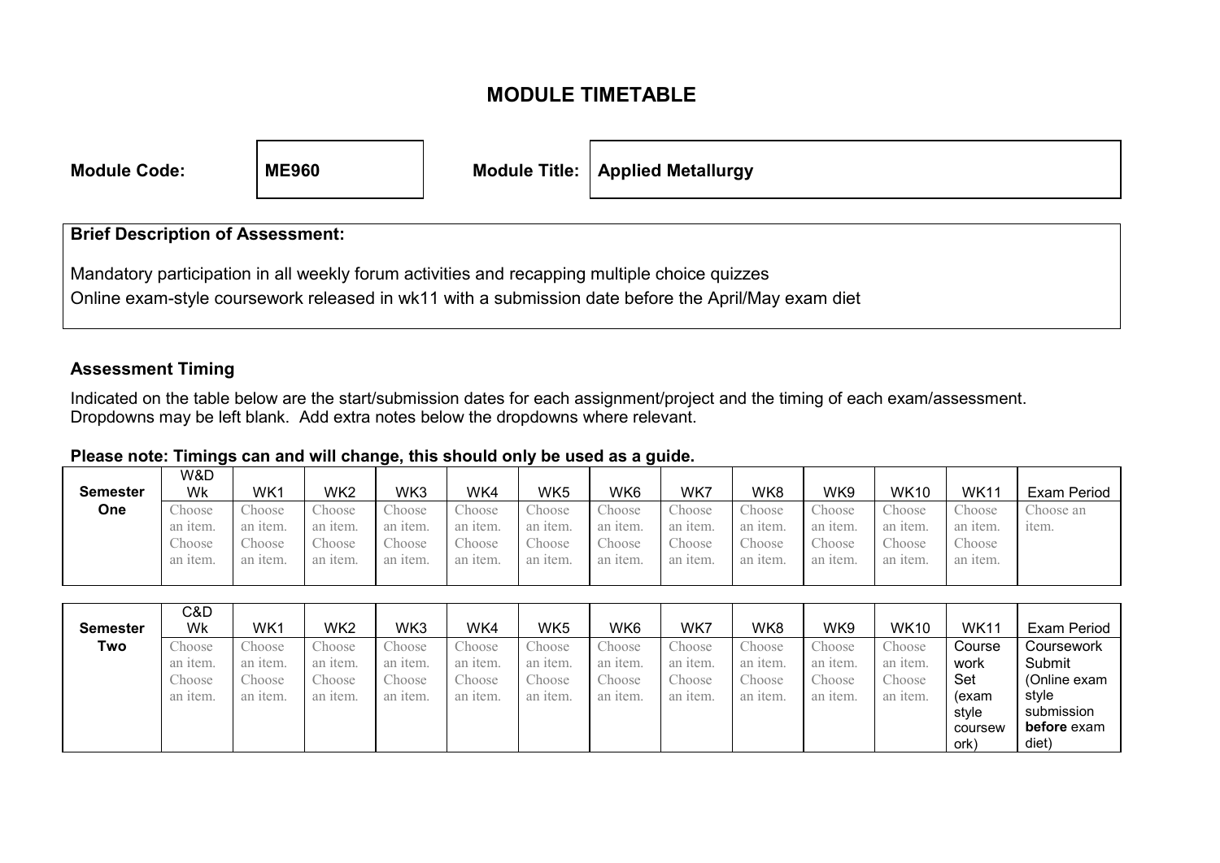# MODULE TIMETABLE

| Module Code: | ME960 | Module Title: | Applied Metallurgy |
|---|---|---|---|

**Brief Description of Assessment:**

Mandatory participation in all weekly forum activities and recapping multiple choice quizzes

Online exam-style coursework released in wk11 with a submission date before the April/May exam diet

### Assessment Timing

Indicated on the table below are the start/submission dates for each assignment/project and the timing of each exam/assessment. Dropdowns may be left blank. Add extra notes below the dropdowns where relevant.

**Please note: Timings can and will change, this should only be used as a guide.**

| Semester One | W&D Wk | WK1 | WK2 | WK3 | WK4 | WK5 | WK6 | WK7 | WK8 | WK9 | WK10 | WK11 | Exam Period |
|---|---|---|---|---|---|---|---|---|---|---|---|---|---|
| | Choose an item. Choose an item. | Choose an item. Choose an item. | Choose an item. Choose an item. | Choose an item. Choose an item. | Choose an item. Choose an item. | Choose an item. Choose an item. | Choose an item. Choose an item. | Choose an item. Choose an item. | Choose an item. Choose an item. | Choose an item. Choose an item. | Choose an item. Choose an item. | Choose an item. Choose an item. | Choose an item. |

| Semester Two | C&D Wk | WK1 | WK2 | WK3 | WK4 | WK5 | WK6 | WK7 | WK8 | WK9 | WK10 | WK11 | Exam Period |
|---|---|---|---|---|---|---|---|---|---|---|---|---|---|
| | Choose an item. Choose an item. | Choose an item. Choose an item. | Choose an item. Choose an item. | Choose an item. Choose an item. | Choose an item. Choose an item. | Choose an item. Choose an item. | Choose an item. Choose an item. | Choose an item. Choose an item. | Choose an item. Choose an item. | Choose an item. Choose an item. | Choose an item. Choose an item. | Course work Set (exam style coursework) | Coursework Submit (Online exam style submission **before** exam diet) |